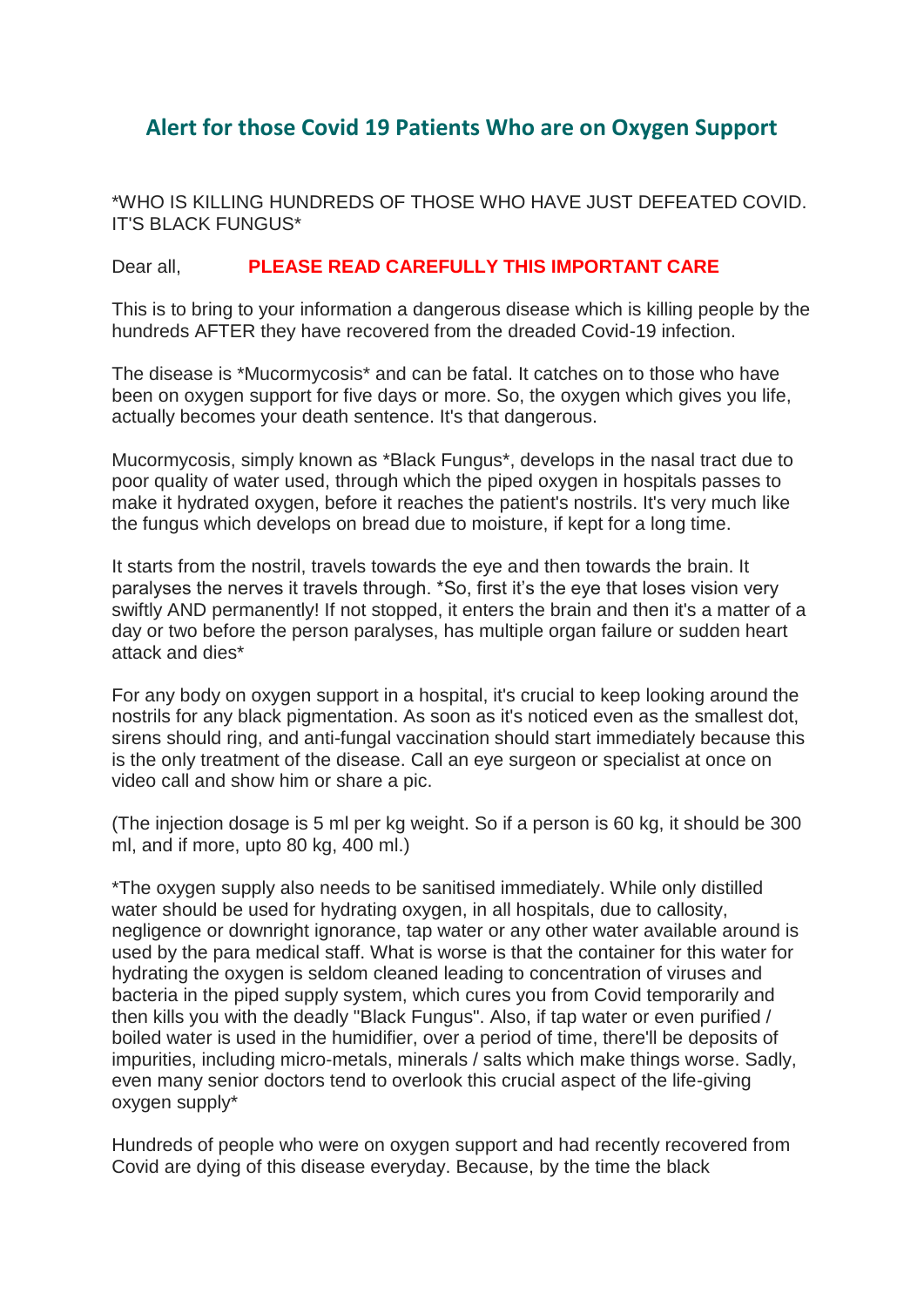## Alert for those Covid 19 Patients Who are on Oxygen Support

*WHO IS KILLING HUNDREDS OF THOSE WHO HAVE JUST DEFEATED COVID. IT'S BLACK FUNGUS*

Dear all, **PLEASE READ CAREFULLY THIS IMPORTANT CARE**

This is to bring to your information a dangerous disease which is killing people by the hundreds AFTER they have recovered from the dreaded Covid-19 infection.

The disease is *Mucormycosis* and can be fatal. It catches on to those who have been on oxygen support for five days or more. So, the oxygen which gives you life, actually becomes your death sentence. It's that dangerous.

Mucormycosis, simply known as *Black Fungus*, develops in the nasal tract due to poor quality of water used, through which the piped oxygen in hospitals passes to make it hydrated oxygen, before it reaches the patient's nostrils. It's very much like the fungus which develops on bread due to moisture, if kept for a long time.

It starts from the nostril, travels towards the eye and then towards the brain. It paralyses the nerves it travels through. *So, first it's the eye that loses vision very swiftly AND permanently! If not stopped, it enters the brain and then it's a matter of a day or two before the person paralyses, has multiple organ failure or sudden heart attack and dies*

For any body on oxygen support in a hospital, it's crucial to keep looking around the nostrils for any black pigmentation. As soon as it's noticed even as the smallest dot, sirens should ring, and anti-fungal vaccination should start immediately because this is the only treatment of the disease. Call an eye surgeon or specialist at once on video call and show him or share a pic.

(The injection dosage is 5 ml per kg weight. So if a person is 60 kg, it should be 300 ml, and if more, upto 80 kg, 400 ml.)

*The oxygen supply also needs to be sanitised immediately. While only distilled water should be used for hydrating oxygen, in all hospitals, due to callosity, negligence or downright ignorance, tap water or any other water available around is used by the para medical staff. What is worse is that the container for this water for hydrating the oxygen is seldom cleaned leading to concentration of viruses and bacteria in the piped supply system, which cures you from Covid temporarily and then kills you with the deadly "Black Fungus". Also, if tap water or even purified / boiled water is used in the humidifier, over a period of time, there'll be deposits of impurities, including micro-metals, minerals / salts which make things worse. Sadly, even many senior doctors tend to overlook this crucial aspect of the life-giving oxygen supply*

Hundreds of people who were on oxygen support and had recently recovered from Covid are dying of this disease everyday. Because, by the time the black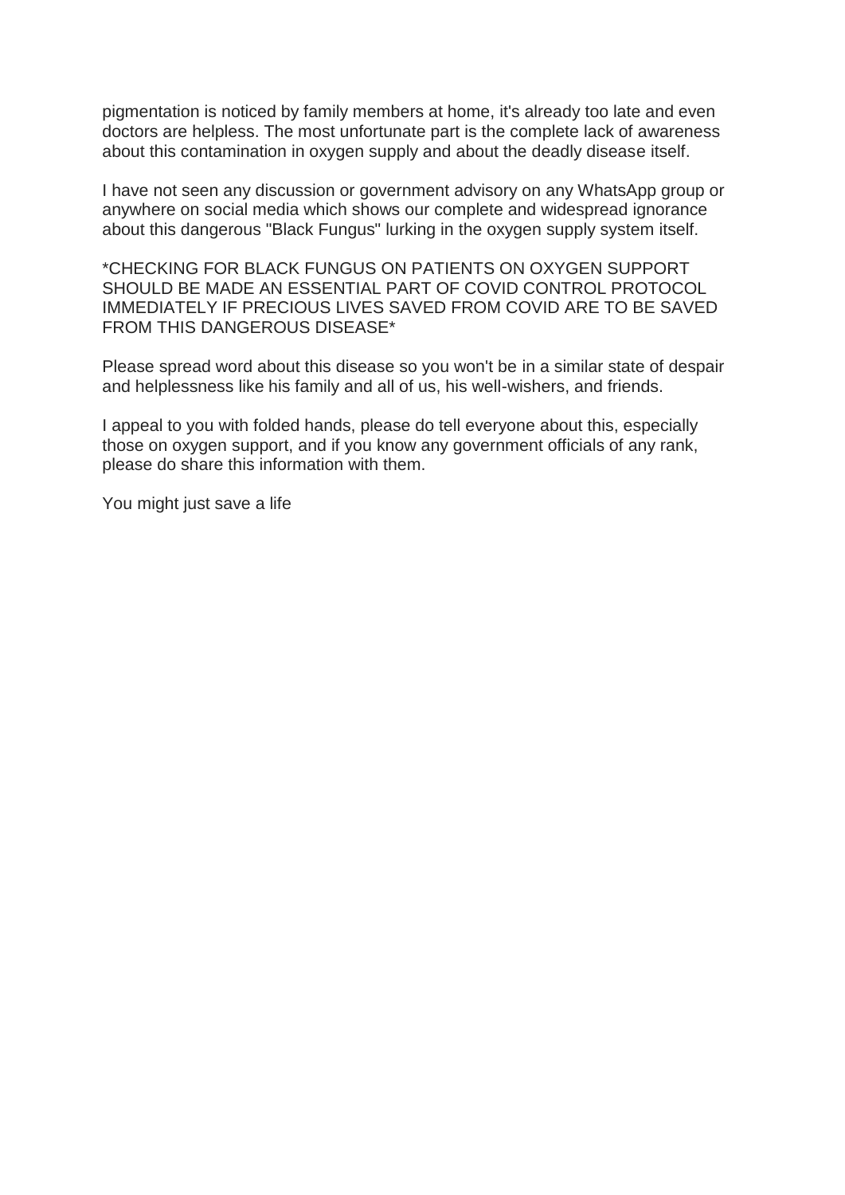pigmentation is noticed by family members at home, it's already too late and even doctors are helpless. The most unfortunate part is the complete lack of awareness about this contamination in oxygen supply and about the deadly disease itself.

I have not seen any discussion or government advisory on any WhatsApp group or anywhere on social media which shows our complete and widespread ignorance about this dangerous "Black Fungus" lurking in the oxygen supply system itself.

*CHECKING FOR BLACK FUNGUS ON PATIENTS ON OXYGEN SUPPORT SHOULD BE MADE AN ESSENTIAL PART OF COVID CONTROL PROTOCOL IMMEDIATELY IF PRECIOUS LIVES SAVED FROM COVID ARE TO BE SAVED FROM THIS DANGEROUS DISEASE*

Please spread word about this disease so you won't be in a similar state of despair and helplessness like his family and all of us, his well-wishers, and friends.

I appeal to you with folded hands, please do tell everyone about this, especially those on oxygen support, and if you know any government officials of any rank, please do share this information with them.

You might just save a life